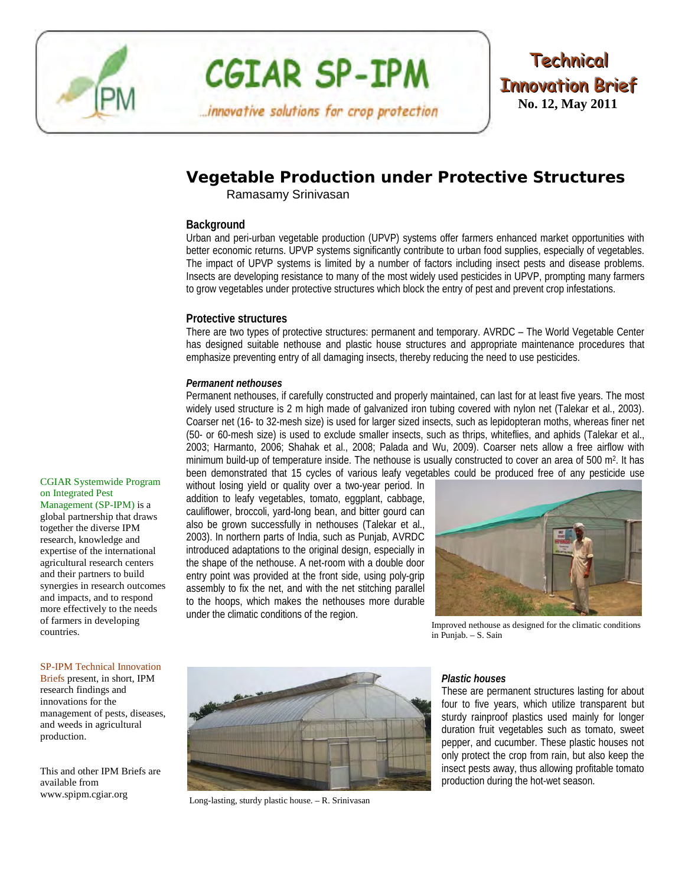CGIAR SP-IPM

...innovative solutions for crop protection

**Technical Innovation Brief**
**No. 12, May 2011**

# Vegetable Production under Protective Structures

Ramasamy Srinivasan

## Background

Urban and peri-urban vegetable production (UPVP) systems offer farmers enhanced market opportunities with better economic returns. UPVP systems significantly contribute to urban food supplies, especially of vegetables. The impact of UPVP systems is limited by a number of factors including insect pests and disease problems. Insects are developing resistance to many of the most widely used pesticides in UPVP, prompting many farmers to grow vegetables under protective structures which block the entry of pest and prevent crop infestations.

## Protective structures

There are two types of protective structures: permanent and temporary. AVRDC – The World Vegetable Center has designed suitable nethouse and plastic house structures and appropriate maintenance procedures that emphasize preventing entry of all damaging insects, thereby reducing the need to use pesticides.

### *Permanent nethouses*

Permanent nethouses, if carefully constructed and properly maintained, can last for at least five years. The most widely used structure is 2 m high made of galvanized iron tubing covered with nylon net (Talekar et al., 2003). Coarser net (16- to 32-mesh size) is used for larger sized insects, such as lepidopteran moths, whereas finer net (50- or 60-mesh size) is used to exclude smaller insects, such as thrips, whiteflies, and aphids (Talekar et al., 2003; Harmanto, 2006; Shahak et al., 2008; Palada and Wu, 2009). Coarser nets allow a free airflow with minimum build-up of temperature inside. The nethouse is usually constructed to cover an area of 500 m$^2$. It has been demonstrated that 15 cycles of various leafy vegetables could be produced free of any pesticide use without losing yield or quality over a two-year period. In addition to leafy vegetables, tomato, eggplant, cabbage, cauliflower, broccoli, yard-long bean, and bitter gourd can also be grown successfully in nethouses (Talekar et al., 2003). In northern parts of India, such as Punjab, AVRDC introduced adaptations to the original design, especially in the shape of the nethouse. A net-room with a double door entry point was provided at the front side, using poly-grip assembly to fix the net, and with the net stitching parallel to the hoops, which makes the nethouses more durable under the climatic conditions of the region.

Improved nethouse as designed for the climatic conditions in Punjab. – S. Sain

### *Plastic houses*

These are permanent structures lasting for about four to five years, which utilize transparent but sturdy rainproof plastics used mainly for longer duration fruit vegetables such as tomato, sweet pepper, and cucumber. These plastic houses not only protect the crop from rain, but also keep the insect pests away, thus allowing profitable tomato production during the hot-wet season.

Long-lasting, sturdy plastic house. – R. Srinivasan

CGIAR Systemwide Program on Integrated Pest Management (SP-IPM) is a global partnership that draws together the diverse IPM research, knowledge and expertise of the international agricultural research centers and their partners to build synergies in research outcomes and impacts, and to respond more effectively to the needs of farmers in developing countries.

SP-IPM Technical Innovation Briefs present, in short, IPM research findings and innovations for the management of pests, diseases, and weeds in agricultural production.

This and other IPM Briefs are available from www.spipm.cgiar.org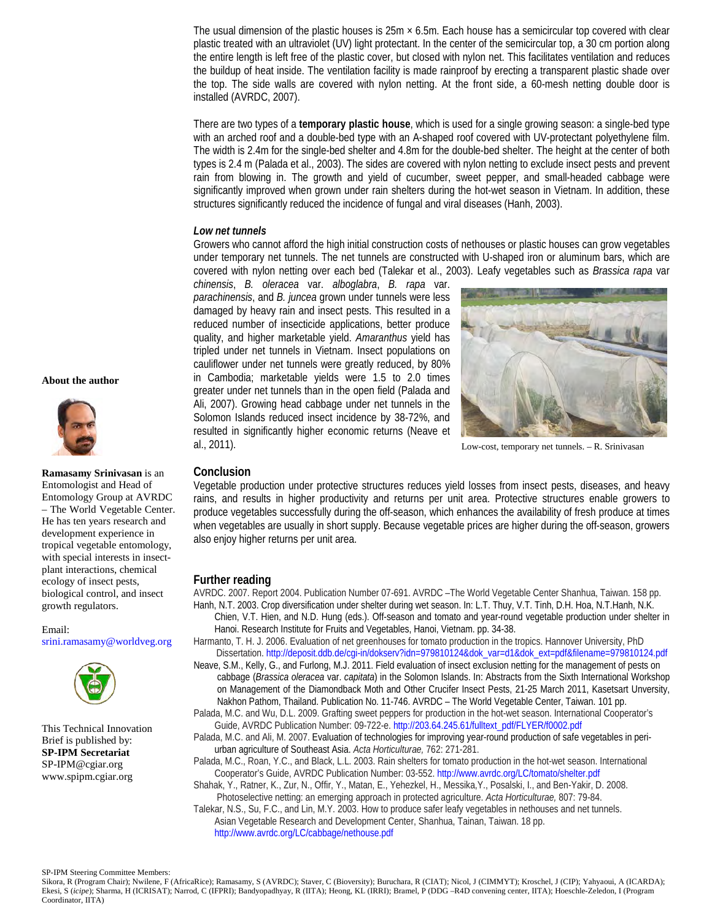The usual dimension of the plastic houses is 25m × 6.5m. Each house has a semicircular top covered with clear plastic treated with an ultraviolet (UV) light protectant. In the center of the semicircular top, a 30 cm portion along the entire length is left free of the plastic cover, but closed with nylon net. This facilitates ventilation and reduces the buildup of heat inside. The ventilation facility is made rainproof by erecting a transparent plastic shade over the top. The side walls are covered with nylon netting. At the front side, a 60-mesh netting double door is installed (AVRDC, 2007).

There are two types of a **temporary plastic house**, which is used for a single growing season: a single-bed type with an arched roof and a double-bed type with an A-shaped roof covered with UV-protectant polyethylene film. The width is 2.4m for the single-bed shelter and 4.8m for the double-bed shelter. The height at the center of both types is 2.4 m (Palada et al., 2003). The sides are covered with nylon netting to exclude insect pests and prevent rain from blowing in. The growth and yield of cucumber, sweet pepper, and small-headed cabbage were significantly improved when grown under rain shelters during the hot-wet season in Vietnam. In addition, these structures significantly reduced the incidence of fungal and viral diseases (Hanh, 2003).

### *Low net tunnels*

Growers who cannot afford the high initial construction costs of nethouses or plastic houses can grow vegetables under temporary net tunnels. The net tunnels are constructed with U-shaped iron or aluminum bars, which are covered with nylon netting over each bed (Talekar et al., 2003). Leafy vegetables such as *Brassica rapa* var *chinensis*, *B. oleracea* var. *alboglabra*, *B. rapa* var. *parachinensis*, and *B. juncea* grown under tunnels were less damaged by heavy rain and insect pests. This resulted in a reduced number of insecticide applications, better produce quality, and higher marketable yield. *Amaranthus* yield has tripled under net tunnels in Vietnam. Insect populations on cauliflower under net tunnels were greatly reduced, by 80% in Cambodia; marketable yields were 1.5 to 2.0 times greater under net tunnels than in the open field (Palada and Ali, 2007). Growing head cabbage under net tunnels in the Solomon Islands reduced insect incidence by 38-72%, and resulted in significantly higher economic returns (Neave et al., 2011).

Low-cost, temporary net tunnels. – R. Srinivasan

## Conclusion

Vegetable production under protective structures reduces yield losses from insect pests, diseases, and heavy rains, and results in higher productivity and returns per unit area. Protective structures enable growers to produce vegetables successfully during the off-season, which enhances the availability of fresh produce at times when vegetables are usually in short supply. Because vegetable prices are higher during the off-season, growers also enjoy higher returns per unit area.

## Further reading

AVRDC. 2007. Report 2004. Publication Number 07-691. AVRDC –The World Vegetable Center Shanhua, Taiwan. 158 pp.

Hanh, N.T. 2003. Crop diversification under shelter during wet season. In: L.T. Thuy, V.T. Tinh, D.H. Hoa, N.T.Hanh, N.K. Chien, V.T. Hien, and N.D. Hung (eds.). Off-season and tomato and year-round vegetable production under shelter in Hanoi. Research Institute for Fruits and Vegetables, Hanoi, Vietnam. pp. 34-38.

Harmanto, T. H. J. 2006. Evaluation of net greenhouses for tomato production in the tropics. Hannover University, PhD Dissertation. http://deposit.ddb.de/cgi-in/dokserv?idn=979810124&dok_var=d1&dok_ext=pdf&filename=979810124.pdf

Neave, S.M., Kelly, G., and Furlong, M.J. 2011. Field evaluation of insect exclusion netting for the management of pests on cabbage (*Brassica oleracea* var. *capitata*) in the Solomon Islands. In: Abstracts from the Sixth International Workshop on Management of the Diamondback Moth and Other Crucifer Insect Pests, 21-25 March 2011, Kasetsart Unversity, Nakhon Pathom, Thailand. Publication No. 11-746. AVRDC – The World Vegetable Center, Taiwan. 101 pp.

Palada, M.C. and Wu, D.L. 2009. Grafting sweet peppers for production in the hot-wet season. International Cooperator's Guide, AVRDC Publication Number: 09-722-e. http://203.64.245.61/fulltext_pdf/FLYER/f0002.pdf

Palada, M.C. and Ali, M. 2007. Evaluation of technologies for improving year-round production of safe vegetables in peri-urban agriculture of Southeast Asia. *Acta Horticulturae,* 762: 271-281.

Palada, M.C., Roan, Y.C., and Black, L.L. 2003. Rain shelters for tomato production in the hot-wet season. International Cooperator's Guide, AVRDC Publication Number: 03-552. http://www.avrdc.org/LC/tomato/shelter.pdf

Shahak, Y., Ratner, K., Zur, N., Offir, Y., Matan, E., Yehezkel, H., Messika,Y., Posalski, I., and Ben-Yakir, D. 2008. Photoselective netting: an emerging approach in protected agriculture. *Acta Horticulturae,* 807: 79-84.

Talekar, N.S., Su, F.C., and Lin, M.Y. 2003. How to produce safer leafy vegetables in nethouses and net tunnels. Asian Vegetable Research and Development Center, Shanhua, Tainan, Taiwan. 18 pp. http://www.avrdc.org/LC/cabbage/nethouse.pdf

**About the author**

**Ramasamy Srinivasan** is an Entomologist and Head of Entomology Group at AVRDC – The World Vegetable Center. He has ten years research and development experience in tropical vegetable entomology, with special interests in insect-plant interactions, chemical ecology of insect pests, biological control, and insect growth regulators.

Email:
srini.ramasamy@worldveg.org

This Technical Innovation Brief is published by:
**SP-IPM Secretariat**
SP-IPM@cgiar.org
www.spipm.cgiar.org

SP-IPM Steering Committee Members:
Sikora, R (Program Chair); Nwilene, F (AfricaRice); Ramasamy, S (AVRDC); Staver, C (Bioversity); Buruchara, R (CIAT); Nicol, J (CIMMYT); Kroschel, J (CIP); Yahyaoui, A (ICARDA); Ekesi, S (*icipe*); Sharma, H (ICRISAT); Narrod, C (IFPRI); Bandyopadhyay, R (IITA); Heong, KL (IRRI); Bramel, P (DDG –R4D convening center, IITA); Hoeschle-Zeledon, I (Program Coordinator, IITA)